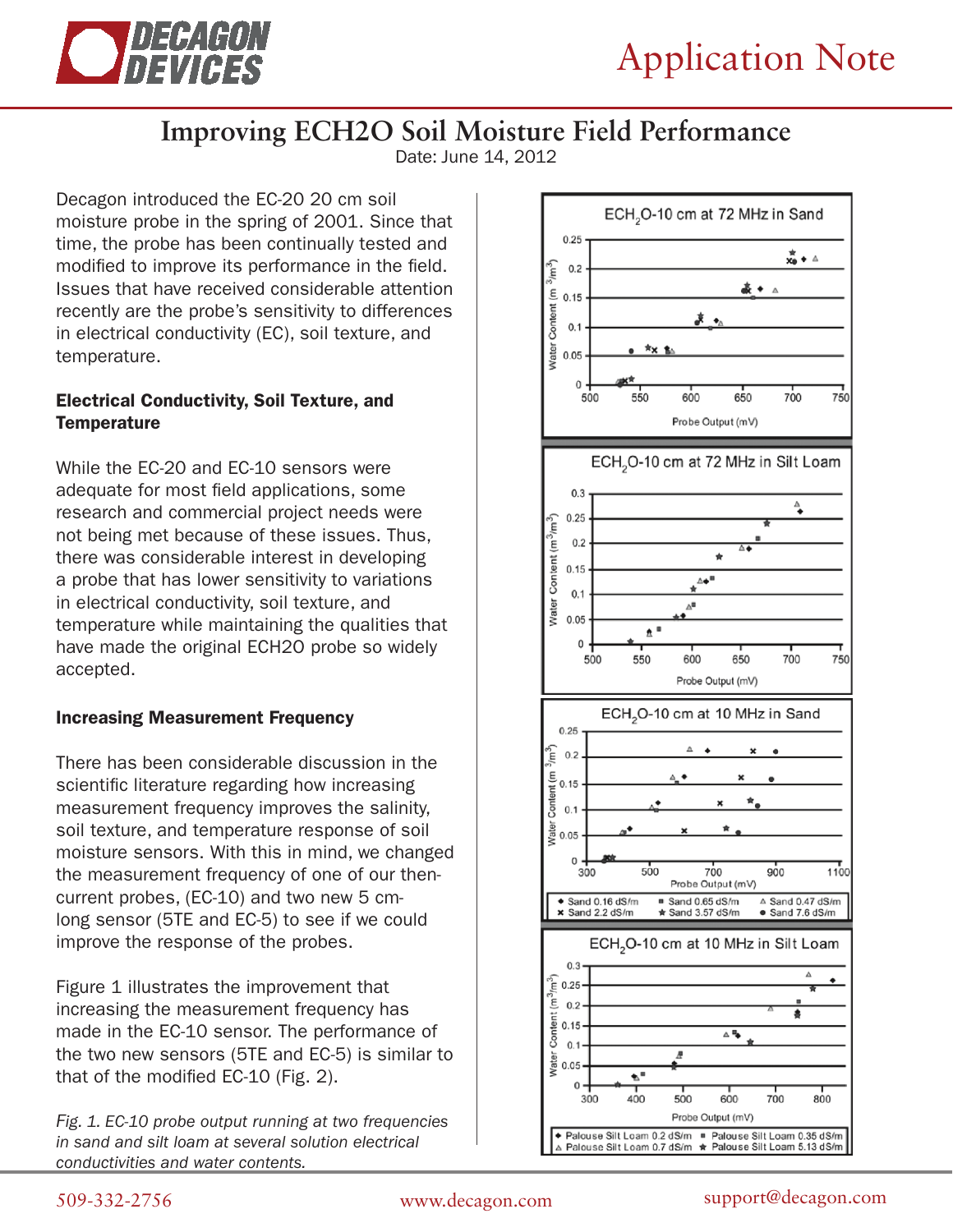# Improving ECH2O Soil Moisture Field Performance

Date: June 14, 2012

Decagon introduced the EC-20 20 cm soil moisture probe in the spring of 2001. Since that time, the probe has been continually tested and modified to improve its performance in the field. Issues that have received considerable attention recently are the probe's sensitivity to differences in electrical conductivity (EC), soil texture, and temperature.

### Electrical Conductivity, Soil Texture, and Temperature

While the EC-20 and EC-10 sensors were adequate for most field applications, some research and commercial project needs were not being met because of these issues. Thus, there was considerable interest in developing a probe that has lower sensitivity to variations in electrical conductivity, soil texture, and temperature while maintaining the qualities that have made the original ECH2O probe so widely accepted.

### Increasing Measurement Frequency

There has been considerable discussion in the scientific literature regarding how increasing measurement frequency improves the salinity, soil texture, and temperature response of soil moisture sensors. With this in mind, we changed the measurement frequency of one of our then-current probes, (EC-10) and two new 5 cm-long sensor (5TE and EC-5) to see if we could improve the response of the probes.

Figure 1 illustrates the improvement that increasing the measurement frequency has made in the EC-10 sensor. The performance of the two new sensors (5TE and EC-5) is similar to that of the modified EC-10 (Fig. 2).

ECH$_2$O-10 cm at 72 MHz in Sand
Water Content (m$^3$/m$^3$)
0.25 0.2 0.15 0.1 0.05 0
500 550 600 650 700 750
Probe Output (mV)

ECH$_2$O-10 cm at 72 MHz in Silt Loam
Water Content (m$^3$/m$^3$)
0.3 0.25 0.2 0.15 0.1 0.05 0
500 550 600 650 700 750
Probe Output (mV)

ECH$_2$O-10 cm at 10 MHz in Sand
Water Content (m$^3$/m$^3$)
0.25 0.2 0.15 0.1 0.05 0
300 500 700 900 1100
Probe Output (mV)
Sand 0.16 dS/m, Sand 0.65 dS/m, Sand 0.47 dS/m, Sand 2.2 dS/m, Sand 3.57 dS/m, Sand 7.6 dS/m

ECH$_2$O-10 cm at 10 MHz in Silt Loam
Water Content (m$^3$/m$^3$)
0.3 0.25 0.2 0.15 0.1 0.05 0
300 400 500 600 700 800
Probe Output (mV)
Palouse Silt Loam 0.2 dS/m, Palouse Silt Loam 0.35 dS/m, Palouse Silt Loam 0.7 dS/m, Palouse Silt Loam 5.13 dS/m

*Fig. 1. EC-10 probe output running at two frequencies in sand and silt loam at several solution electrical conductivities and water contents.*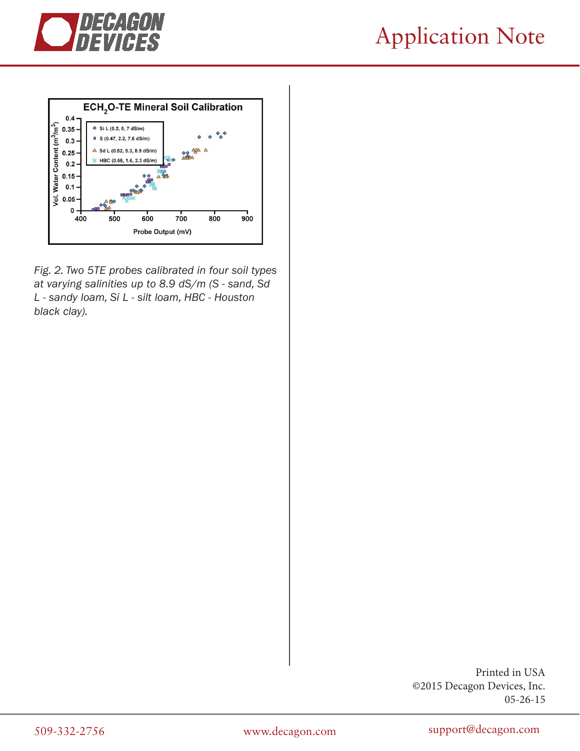ECH$_2$O-TE Mineral Soil Calibration

Vol. Water Content (m$^3$/m$^3$)

0.4
0.35
0.3
0.25
0.2
0.15
0.1
0.05
0

Si L (0.2, 5, 7 dS/m)
S (0.47, 2.2, 7.6 dS/m)
Sd L (0.52, 5.3, 8.9 dS/m)
HBC (0.55, 1.6, 2.3 dS/m)

400 500 600 700 800 900

Probe Output (mV)

*Fig. 2. Two 5TE probes calibrated in four soil types at varying salinities up to 8.9 dS/m (S - sand, Sd L - sandy loam, Si L - silt loam, HBC - Houston black clay).*

Printed in USA
©2015 Decagon Devices, Inc.
05-26-15